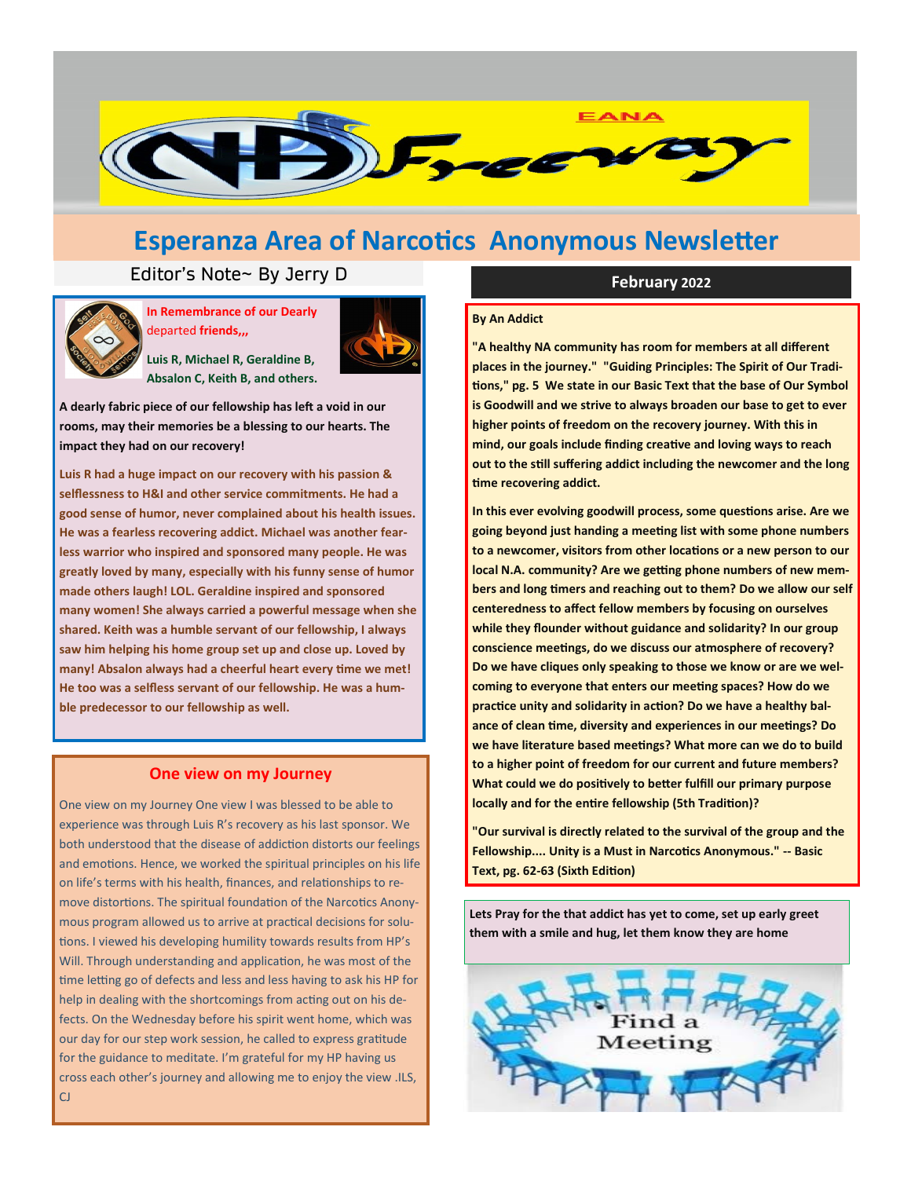EANA

# NA Freeway

## Esperanza Area of Narcotics Anonymous Newsletter

**February 2022**

### Editor's Note~ By Jerry D

**In Remembrance of our Dearly departed friends,,,**

**Luis R, Michael R, Geraldine B, Absalon C, Keith B, and others.**

**A dearly fabric piece of our fellowship has left a void in our rooms, may their memories be a blessing to our hearts. The impact they had on our recovery!**

**Luis R had a huge impact on our recovery with his passion & selflessness to H&I and other service commitments. He had a good sense of humor, never complained about his health issues. He was a fearless recovering addict. Michael was another fearless warrior who inspired and sponsored many people. He was greatly loved by many, especially with his funny sense of humor made others laugh! LOL. Geraldine inspired and sponsored many women! She always carried a powerful message when she shared. Keith was a humble servant of our fellowship, I always saw him helping his home group set up and close up. Loved by many! Absalon always had a cheerful heart every time we met! He too was a selfless servant of our fellowship. He was a humble predecessor to our fellowship as well.**

### One view on my Journey

One view on my Journey One view I was blessed to be able to experience was through Luis R's recovery as his last sponsor. We both understood that the disease of addiction distorts our feelings and emotions. Hence, we worked the spiritual principles on his life on life's terms with his health, finances, and relationships to remove distortions. The spiritual foundation of the Narcotics Anonymous program allowed us to arrive at practical decisions for solutions. I viewed his developing humility towards results from HP's Will. Through understanding and application, he was most of the time letting go of defects and less and less having to ask his HP for help in dealing with the shortcomings from acting out on his defects. On the Wednesday before his spirit went home, which was our day for our step work session, he called to express gratitude for the guidance to meditate. I'm grateful for my HP having us cross each other's journey and allowing me to enjoy the view .ILS, CJ

**By An Addict**

**"A healthy NA community has room for members at all different places in the journey." "Guiding Principles: The Spirit of Our Traditions," pg. 5 We state in our Basic Text that the base of Our Symbol is Goodwill and we strive to always broaden our base to get to ever higher points of freedom on the recovery journey. With this in mind, our goals include finding creative and loving ways to reach out to the still suffering addict including the newcomer and the long time recovering addict.**

**In this ever evolving goodwill process, some questions arise. Are we going beyond just handing a meeting list with some phone numbers to a newcomer, visitors from other locations or a new person to our local N.A. community? Are we getting phone numbers of new members and long timers and reaching out to them? Do we allow our self centeredness to affect fellow members by focusing on ourselves while they flounder without guidance and solidarity? In our group conscience meetings, do we discuss our atmosphere of recovery? Do we have cliques only speaking to those we know or are we welcoming to everyone that enters our meeting spaces? How do we practice unity and solidarity in action? Do we have a healthy balance of clean time, diversity and experiences in our meetings? Do we have literature based meetings? What more can we do to build to a higher point of freedom for our current and future members? What could we do positively to better fulfill our primary purpose locally and for the entire fellowship (5th Tradition)?**

**"Our survival is directly related to the survival of the group and the Fellowship.... Unity is a Must in Narcotics Anonymous." -- Basic Text, pg. 62-63 (Sixth Edition)**

**Lets Pray for the that addict has yet to come, set up early greet them with a smile and hug, let them know they are home**

Find a Meeting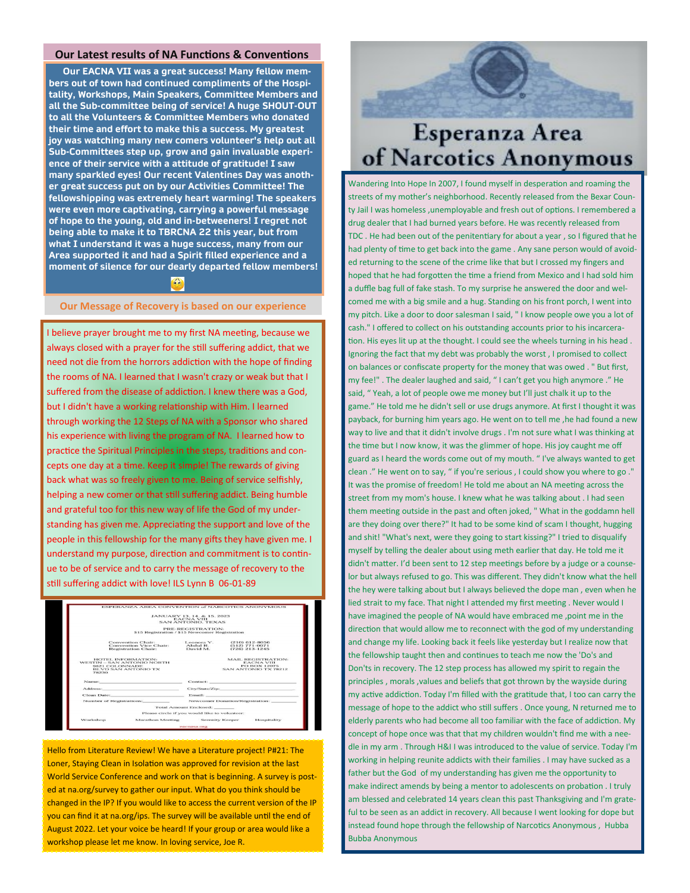## Our Latest results of NA Functions & Conventions

**Our EACNA VII was a great success! Many fellow members out of town had continued compliments of the Hospitality, Workshops, Main Speakers, Committee Members and all the Sub-committee being of service! A huge SHOUT-OUT to all the Volunteers & Committee Members who donated their time and effort to make this a success. My greatest joy was watching many new comers volunteer's help out all Sub-Committees step up, grow and gain invaluable experience of their service with a attitude of gratitude! I saw many sparkled eyes! Our recent Valentines Day was another great success put on by our Activities Committee! The fellowshipping was extremely heart warming! The speakers were even more captivating, carrying a powerful message of hope to the young, old and in-betweeners! I regret not being able to make it to TBRCNA 22 this year, but from what I understand it was a huge success, many from our Area supported it and had a Spirit filled experience and a moment of silence for our dearly departed fellow members!**

## Our Message of Recovery is based on our experience

I believe prayer brought me to my first NA meeting, because we always closed with a prayer for the still suffering addict, that we need not die from the horrors addiction with the hope of finding the rooms of NA. I learned that I wasn't crazy or weak but that I suffered from the disease of addiction. I knew there was a God, but I didn't have a working relationship with Him. I learned through working the 12 Steps of NA with a Sponsor who shared his experience with living the program of NA. I learned how to practice the Spiritual Principles in the steps, traditions and concepts one day at a time. Keep it simple! The rewards of giving back what was so freely given to me. Being of service selfishly, helping a new comer or that still suffering addict. Being humble and grateful too for this new way of life the God of my understanding has given me. Appreciating the support and love of the people in this fellowship for the many gifts they have given me. I understand my purpose, direction and commitment is to continue to be of service and to carry the message of recovery to the still suffering addict with love! ILS Lynn B 06-01-89

ESPERANZA AREA CONVENTION of NARCOTICS ANONYMOUS

JANUARY 13, 14, & 15, 2023
EACNA VIII
SAN ANTONIO, TEXAS

PRE-REGISTRATION:
$15 Registration / $15 Newcomer Registration

| | | |
|---|---|---|
| Convention Chair: | Leonora Y. | (210) 612-8056 |
| Convention Vice Chair: | Abdul R. | (512) 771-0071 |
| Registration Chair: | David M. | (726) 213-1245 |

HOTEL INFORMATION:
WESTIN – SAN ANTONIO NORTH
9821 COLONNADE
BLVD SAN ANTONIO TX
78230

MAIL REGISTRATION:
EACNA VIII
PO BOX 12075
SAN ANTONIO TX 78212

Name: ________ Contact: ________
Address: ________ City/State/Zip: ________
Clean Date: ________ Email: ________
Number of Registrations: ________ Newcomer Donation/Registration: ________
Total Amount Enclosed: ________

Please circle if you would like to volunteer:
Workshop Marathon Meeting Serenity Keeper Hospitality

eacnasa.org

Hello from Literature Review! We have a Literature project! P#21: The Loner, Staying Clean in Isolation was approved for revision at the last World Service Conference and work on that is beginning. A survey is posted at na.org/survey to gather our input. What do you think should be changed in the IP? If you would like to access the current version of the IP you can find it at na.org/ips. The survey will be available until the end of August 2022. Let your voice be heard! If your group or area would like a workshop please let me know. In loving service, Joe R.

# Esperanza Area of Narcotics Anonymous

Wandering Into Hope In 2007, I found myself in desperation and roaming the streets of my mother's neighborhood. Recently released from the Bexar County Jail I was homeless ,unemployable and fresh out of options. I remembered a drug dealer that I had burned years before. He was recently released from TDC . He had been out of the penitentiary for about a year , so I figured that he had plenty of time to get back into the game . Any sane person would of avoided returning to the scene of the crime like that but I crossed my fingers and hoped that he had forgotten the time a friend from Mexico and I had sold him a duffle bag full of fake stash. To my surprise he answered the door and welcomed me with a big smile and a hug. Standing on his front porch, I went into my pitch. Like a door to door salesman I said, " I know people owe you a lot of cash." I offered to collect on his outstanding accounts prior to his incarceration. His eyes lit up at the thought. I could see the wheels turning in his head . Ignoring the fact that my debt was probably the worst , I promised to collect on balances or confiscate property for the money that was owed . " But first, my fee!" . The dealer laughed and said, " I can't get you high anymore ." He said, " Yeah, a lot of people owe me money but I'll just chalk it up to the game." He told me he didn't sell or use drugs anymore. At first I thought it was payback, for burning him years ago. He went on to tell me ,he had found a new way to live and that it didn't involve drugs . I'm not sure what I was thinking at the time but I now know, it was the glimmer of hope. His joy caught me off guard as I heard the words come out of my mouth. " I've always wanted to get clean ." He went on to say, " if you're serious , I could show you where to go ." It was the promise of freedom! He told me about an NA meeting across the street from my mom's house. I knew what he was talking about . I had seen them meeting outside in the past and often joked, " What in the goddamn hell are they doing over there?" It had to be some kind of scam I thought, hugging and shit! "What's next, were they going to start kissing?" I tried to disqualify myself by telling the dealer about using meth earlier that day. He told me it didn't matter. I'd been sent to 12 step meetings before by a judge or a counselor but always refused to go. This was different. They didn't know what the hell the hey were talking about but I always believed the dope man , even when he lied strait to my face. That night I attended my first meeting . Never would I have imagined the people of NA would have embraced me ,point me in the direction that would allow me to reconnect with the god of my understanding and change my life. Looking back it feels like yesterday but I realize now that the fellowship taught then and continues to teach me now the 'Do's and Don'ts in recovery. The 12 step process has allowed my spirit to regain the principles , morals ,values and beliefs that got thrown by the wayside during my active addiction. Today I'm filled with the gratitude that, I too can carry the message of hope to the addict who still suffers . Once young, N returned me to elderly parents who had become all too familiar with the face of addiction. My concept of hope once was that that my children wouldn't find me with a needle in my arm . Through H&I I was introduced to the value of service. Today I'm working in helping reunite addicts with their families . I may have sucked as a father but the God of my understanding has given me the opportunity to make indirect amends by being a mentor to adolescents on probation . I truly am blessed and celebrated 14 years clean this past Thanksgiving and I'm grateful to be seen as an addict in recovery. All because I went looking for dope but instead found hope through the fellowship of Narcotics Anonymous , Hubba Bubba Anonymous